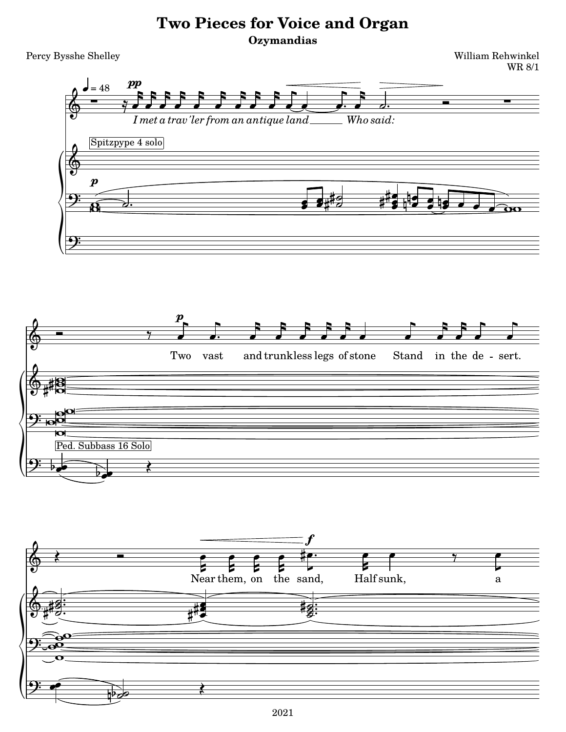# Two Pieces for Voice and Organ

## Ozymandias

Percy Bysshe Shelley

William Rehwinkel
WR 8/1

2021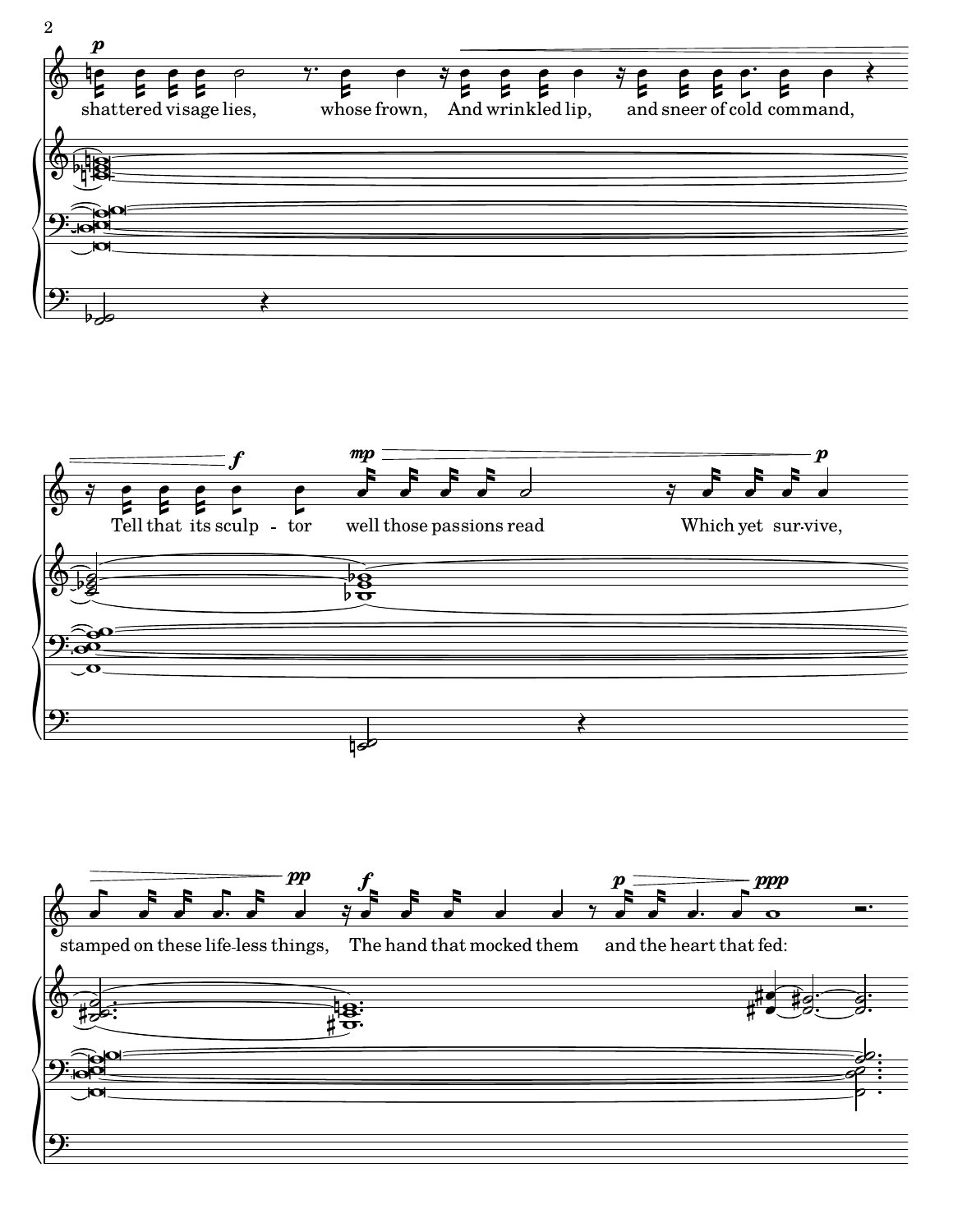shattered visage lies, whose frown, And wrinkled lip, and sneer of cold command,

Tell that its sculp - tor well those passions read Which yet sur-vive,

stamped on these life-less things, The hand that mocked them and the heart that fed: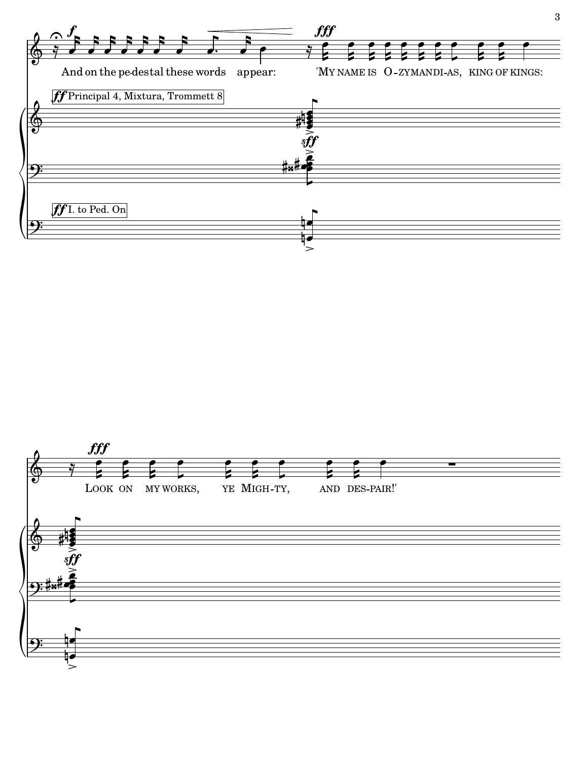And on the pe-destal these words appear: 'MY NAME IS O-ZYMANDI-AS, KING OF KINGS:

ff Principal 4, Mixtura, Trommett 8

ff I. to Ped. On

LOOK ON MY WORKS, YE MIGH-TY, AND DES-PAIR!'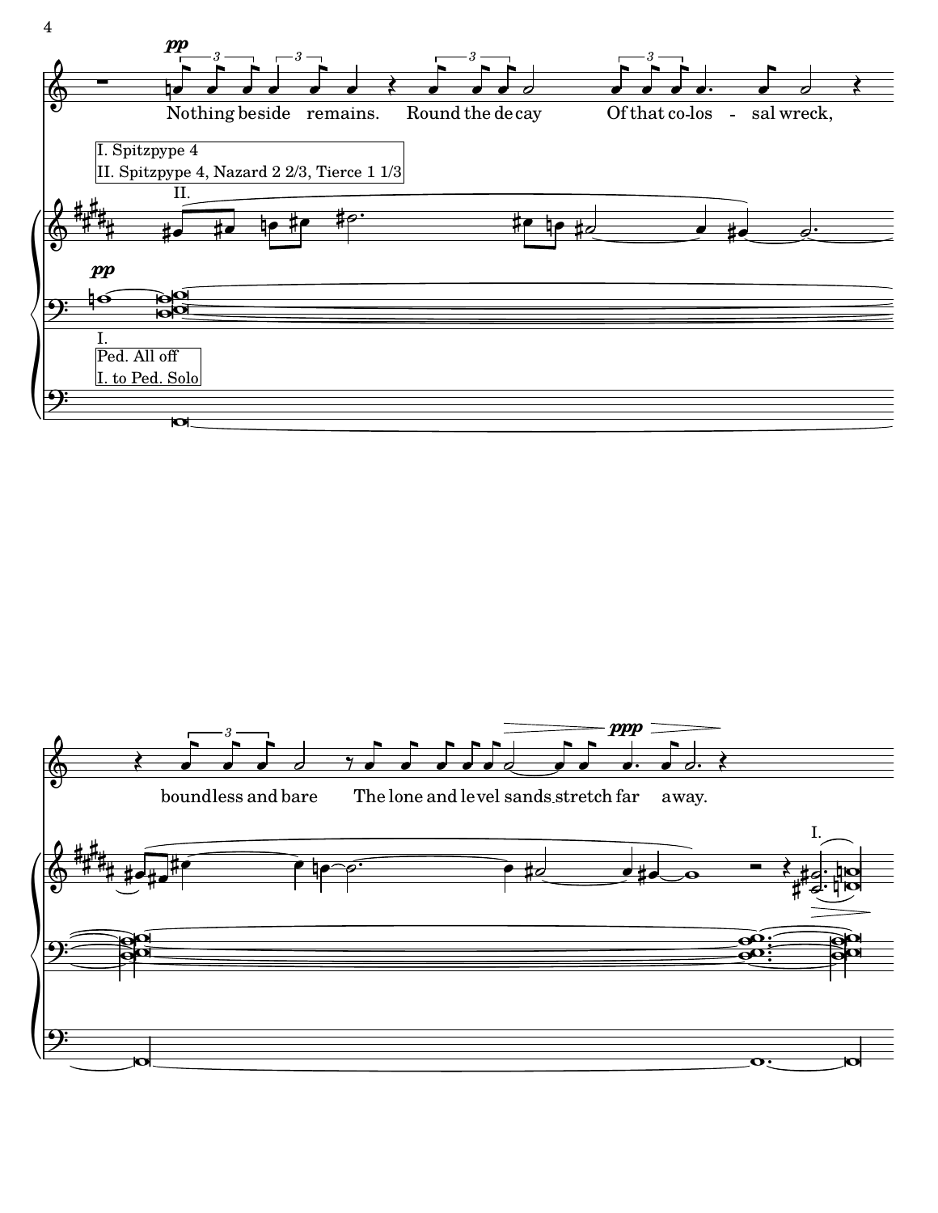Nothing beside remains. Round the decay Of that co-los - sal wreck,

I. Spitzpype 4
II. Spitzpype 4, Nazard 2 2/3, Tierce 1 1/3

Ped. All off
I. to Ped. Solo

boundless and bare The lone and level sands stretch far away.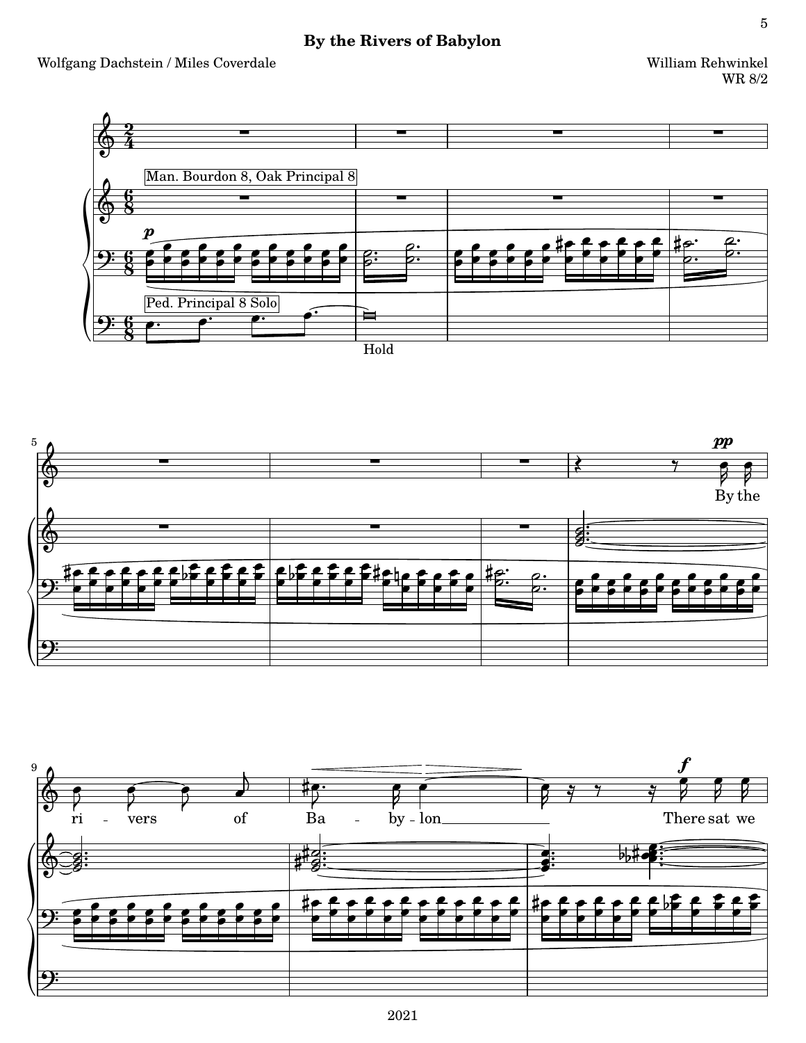# By the Rivers of Babylon

Wolfgang Dachstein / Miles Coverdale

William Rehwinkel
WR 8/2

Man. Bourdon 8, Oak Principal 8

Ped. Principal 8 Solo

Hold

By the ri - vers of Ba - by - lon There sat we

2021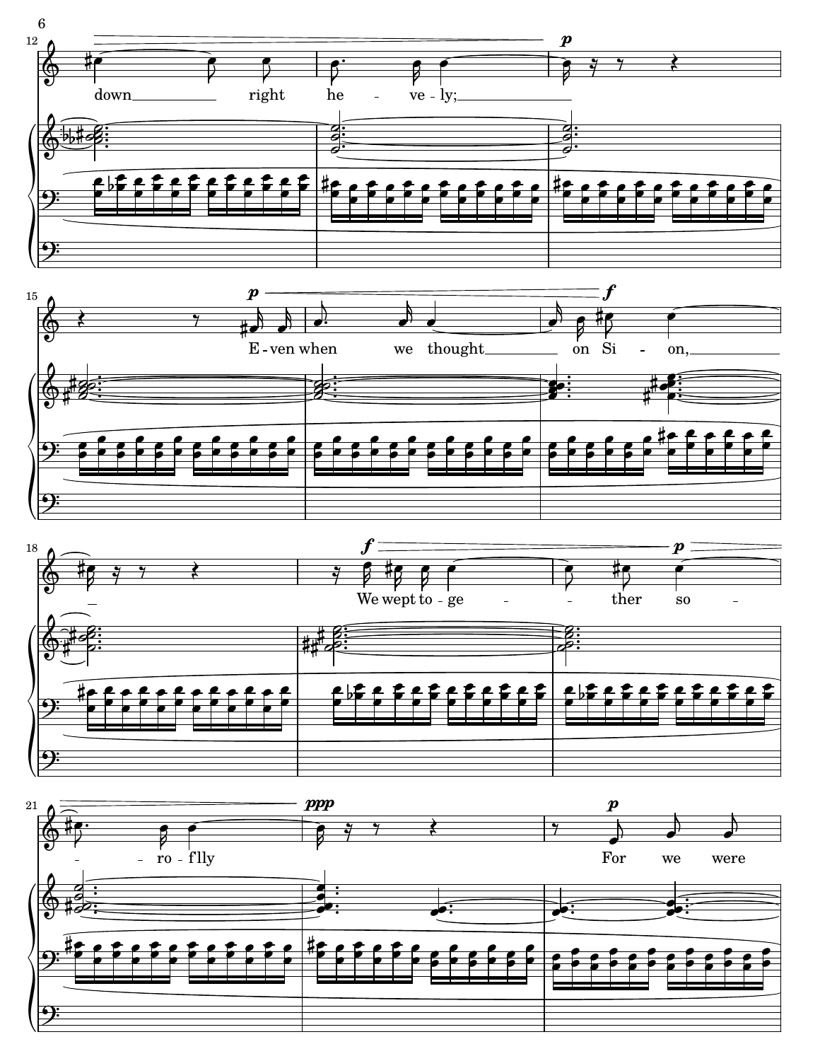down right he - ve - ly;

E - ven when we thought on Si - on,

We wept to - ge - ther so - ro - f'lly

For we were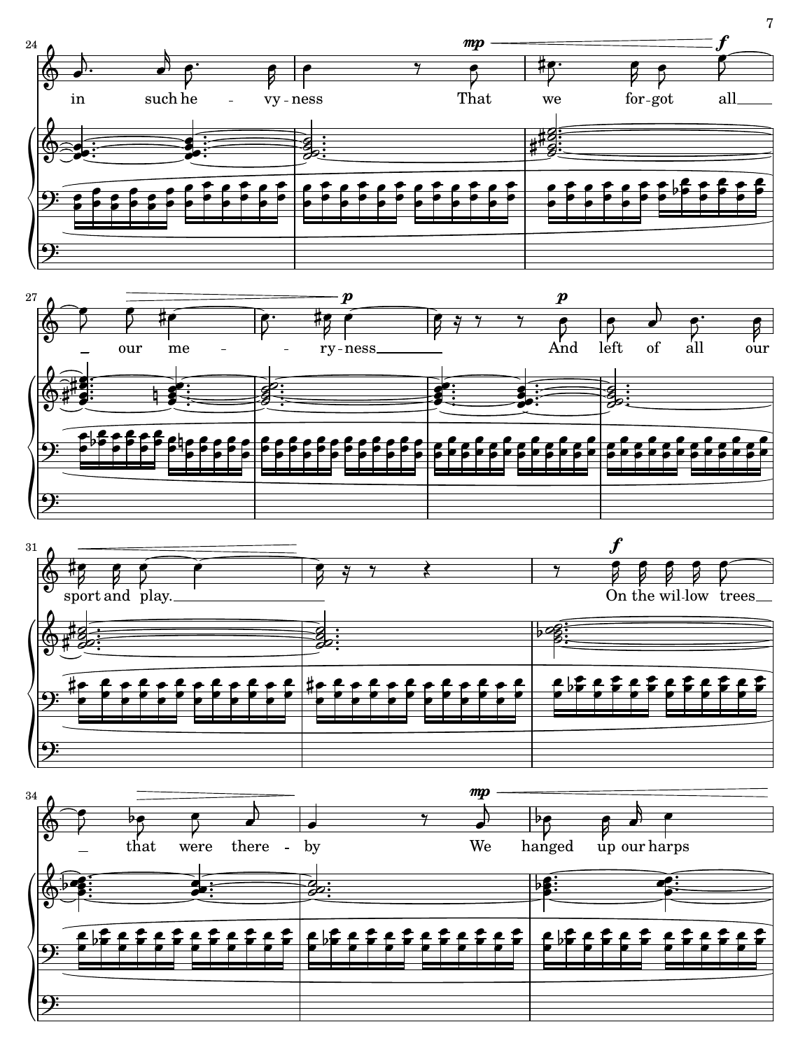in such heavyness That we forgot all our meryness And left of all our sport and play. On the willow trees that were thereby We hanged up our harps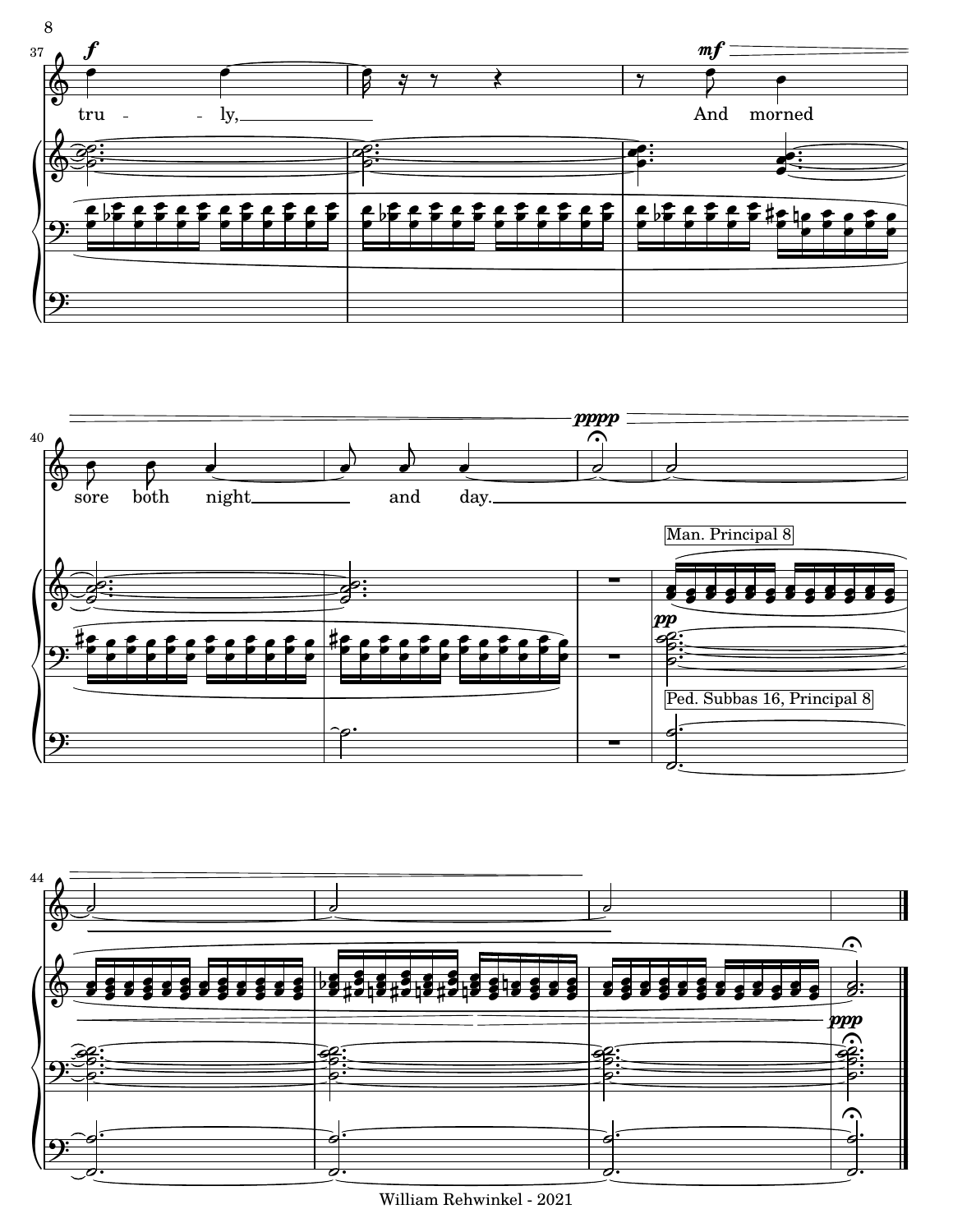truly, And morned sore both night and day.

Man. Principal 8

Ped. Subbas 16, Principal 8

William Rehwinkel - 2021